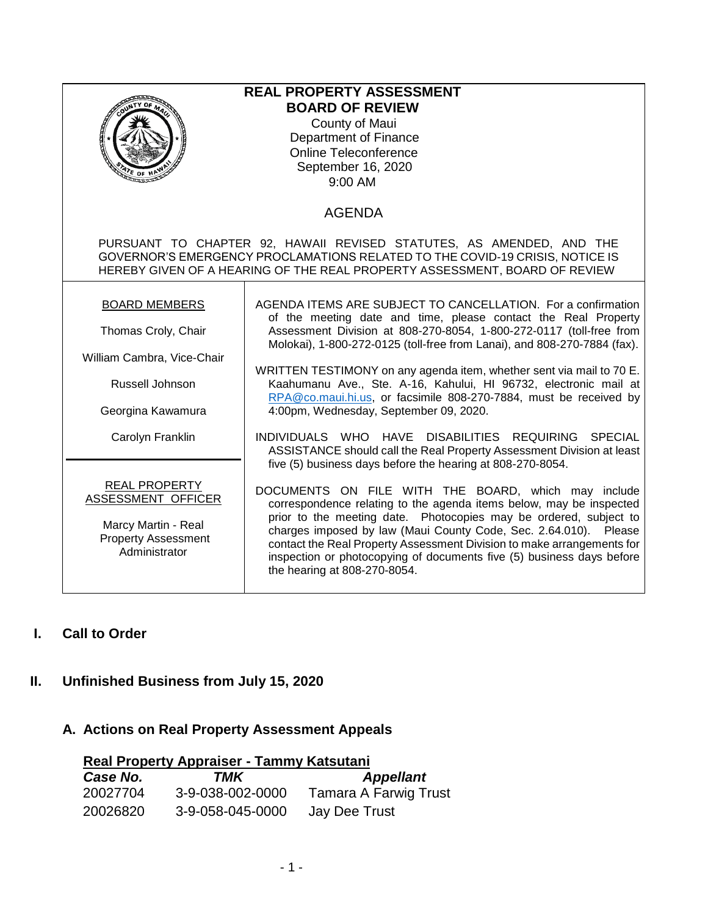# REAL PROPERTY ASSESSMENT BOARD OF REVIEW

County of Maui
Department of Finance
Online Teleconference
September 16, 2020
9:00 AM

## AGENDA

PURSUANT TO CHAPTER 92, HAWAII REVISED STATUTES, AS AMENDED, AND THE GOVERNOR'S EMERGENCY PROCLAMATIONS RELATED TO THE COVID-19 CRISIS, NOTICE IS HEREBY GIVEN OF A HEARING OF THE REAL PROPERTY ASSESSMENT, BOARD OF REVIEW

**BOARD MEMBERS**

Thomas Croly, Chair

William Cambra, Vice-Chair

Russell Johnson

Georgina Kawamura

Carolyn Franklin

**REAL PROPERTY ASSESSMENT OFFICER**

Marcy Martin - Real Property Assessment Administrator

AGENDA ITEMS ARE SUBJECT TO CANCELLATION. For a confirmation of the meeting date and time, please contact the Real Property Assessment Division at 808-270-8054, 1-800-272-0117 (toll-free from Molokai), 1-800-272-0125 (toll-free from Lanai), and 808-270-7884 (fax).

WRITTEN TESTIMONY on any agenda item, whether sent via mail to 70 E. Kaahumanu Ave., Ste. A-16, Kahului, HI 96732, electronic mail at RPA@co.maui.hi.us, or facsimile 808-270-7884, must be received by 4:00pm, Wednesday, September 09, 2020.

INDIVIDUALS WHO HAVE DISABILITIES REQUIRING SPECIAL ASSISTANCE should call the Real Property Assessment Division at least five (5) business days before the hearing at 808-270-8054.

DOCUMENTS ON FILE WITH THE BOARD, which may include correspondence relating to the agenda items below, may be inspected prior to the meeting date. Photocopies may be ordered, subject to charges imposed by law (Maui County Code, Sec. 2.64.010). Please contact the Real Property Assessment Division to make arrangements for inspection or photocopying of documents five (5) business days before the hearing at 808-270-8054.

## I. Call to Order

## II. Unfinished Business from July 15, 2020

### A. Actions on Real Property Assessment Appeals

**Real Property Appraiser - Tammy Katsutani**

| *Case No.* | *TMK* | *Appellant* |
|---|---|---|
| 20027704 | 3-9-038-002-0000 | Tamara A Farwig Trust |
| 20026820 | 3-9-058-045-0000 | Jay Dee Trust |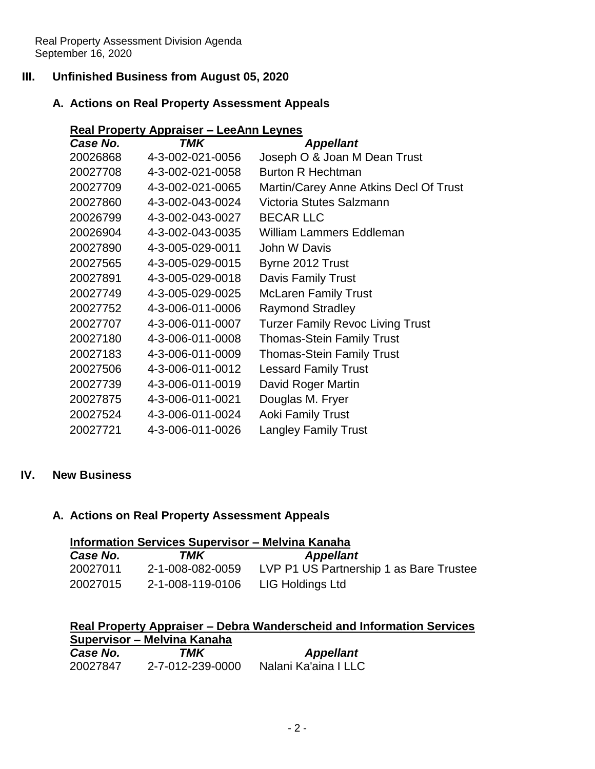## III. Unfinished Business from August 05, 2020

### A. Actions on Real Property Assessment Appeals

**Real Property Appraiser – LeeAnn Leynes**

| *Case No.* | *TMK* | *Appellant* |
|---|---|---|
| 20026868 | 4-3-002-021-0056 | Joseph O & Joan M Dean Trust |
| 20027708 | 4-3-002-021-0058 | Burton R Hechtman |
| 20027709 | 4-3-002-021-0065 | Martin/Carey Anne Atkins Decl Of Trust |
| 20027860 | 4-3-002-043-0024 | Victoria Stutes Salzmann |
| 20026799 | 4-3-002-043-0027 | BECAR LLC |
| 20026904 | 4-3-002-043-0035 | William Lammers Eddleman |
| 20027890 | 4-3-005-029-0011 | John W Davis |
| 20027565 | 4-3-005-029-0015 | Byrne 2012 Trust |
| 20027891 | 4-3-005-029-0018 | Davis Family Trust |
| 20027749 | 4-3-005-029-0025 | McLaren Family Trust |
| 20027752 | 4-3-006-011-0006 | Raymond Stradley |
| 20027707 | 4-3-006-011-0007 | Turzer Family Revoc Living Trust |
| 20027180 | 4-3-006-011-0008 | Thomas-Stein Family Trust |
| 20027183 | 4-3-006-011-0009 | Thomas-Stein Family Trust |
| 20027506 | 4-3-006-011-0012 | Lessard Family Trust |
| 20027739 | 4-3-006-011-0019 | David Roger Martin |
| 20027875 | 4-3-006-011-0021 | Douglas M. Fryer |
| 20027524 | 4-3-006-011-0024 | Aoki Family Trust |
| 20027721 | 4-3-006-011-0026 | Langley Family Trust |

## IV. New Business

### A. Actions on Real Property Assessment Appeals

**Information Services Supervisor – Melvina Kanaha**

| *Case No.* | *TMK* | *Appellant* |
|---|---|---|
| 20027011 | 2-1-008-082-0059 | LVP P1 US Partnership 1 as Bare Trustee |
| 20027015 | 2-1-008-119-0106 | LIG Holdings Ltd |

**Real Property Appraiser – Debra Wanderscheid and Information Services Supervisor – Melvina Kanaha**

| *Case No.* | *TMK* | *Appellant* |
|---|---|---|
| 20027847 | 2-7-012-239-0000 | Nalani Ka'aina I LLC |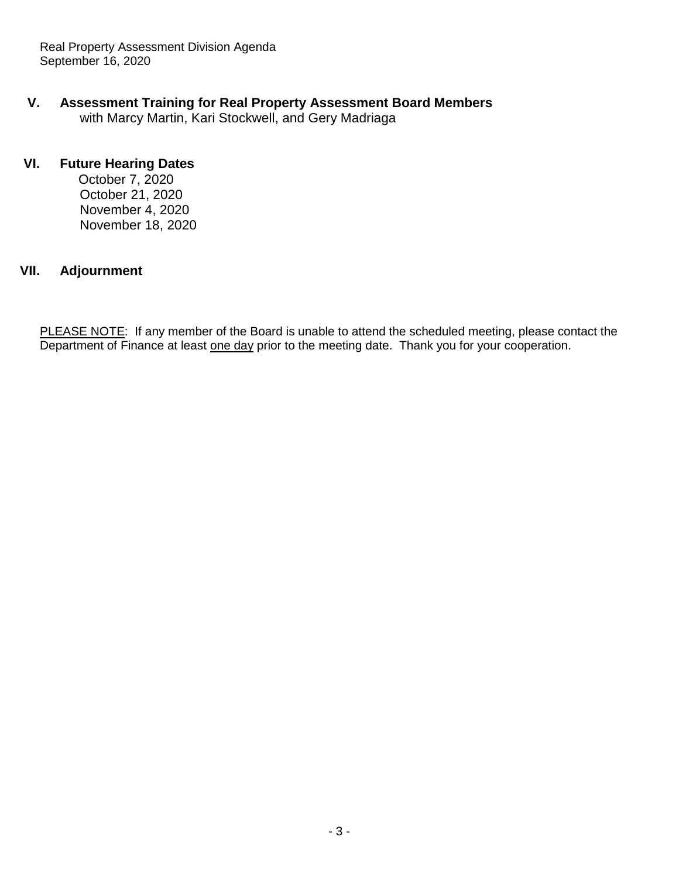## V. Assessment Training for Real Property Assessment Board Members

with Marcy Martin, Kari Stockwell, and Gery Madriaga

## VI. Future Hearing Dates

October 7, 2020
October 21, 2020
November 4, 2020
November 18, 2020

## VII. Adjournment

PLEASE NOTE: If any member of the Board is unable to attend the scheduled meeting, please contact the Department of Finance at least one day prior to the meeting date. Thank you for your cooperation.